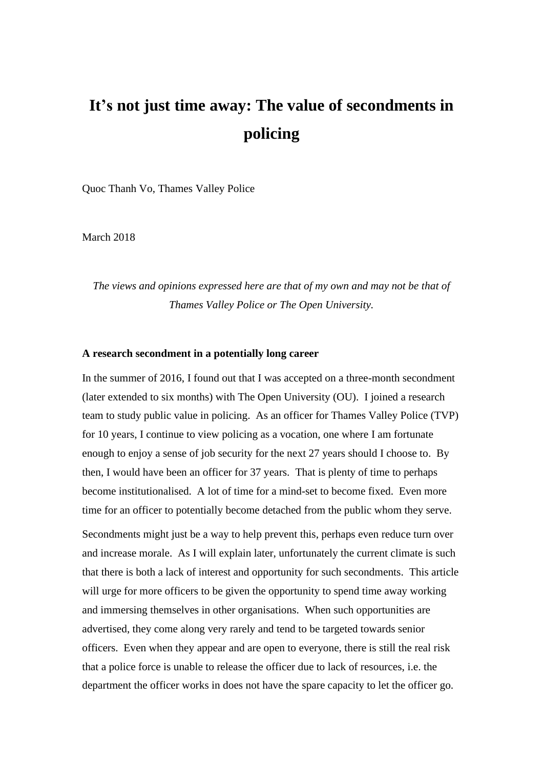# It's not just time away: The value of secondments in policing

Quoc Thanh Vo, Thames Valley Police

March 2018

*The views and opinions expressed here are that of my own and may not be that of Thames Valley Police or The Open University.*

### A research secondment in a potentially long career

In the summer of 2016, I found out that I was accepted on a three-month secondment (later extended to six months) with The Open University (OU). I joined a research team to study public value in policing. As an officer for Thames Valley Police (TVP) for 10 years, I continue to view policing as a vocation, one where I am fortunate enough to enjoy a sense of job security for the next 27 years should I choose to. By then, I would have been an officer for 37 years. That is plenty of time to perhaps become institutionalised. A lot of time for a mind-set to become fixed. Even more time for an officer to potentially become detached from the public whom they serve.

Secondments might just be a way to help prevent this, perhaps even reduce turn over and increase morale. As I will explain later, unfortunately the current climate is such that there is both a lack of interest and opportunity for such secondments. This article will urge for more officers to be given the opportunity to spend time away working and immersing themselves in other organisations. When such opportunities are advertised, they come along very rarely and tend to be targeted towards senior officers. Even when they appear and are open to everyone, there is still the real risk that a police force is unable to release the officer due to lack of resources, i.e. the department the officer works in does not have the spare capacity to let the officer go.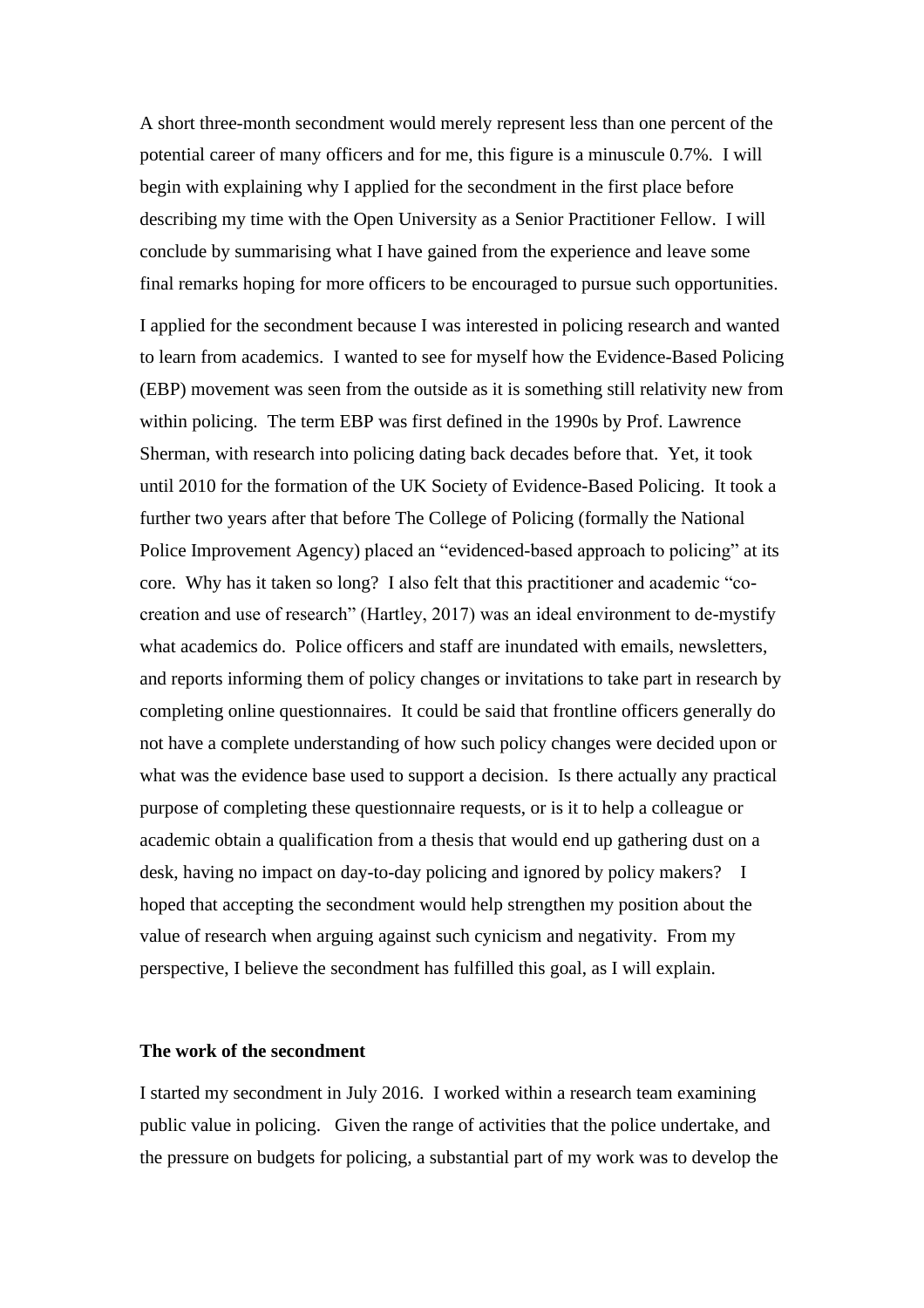A short three-month secondment would merely represent less than one percent of the potential career of many officers and for me, this figure is a minuscule 0.7%. I will begin with explaining why I applied for the secondment in the first place before describing my time with the Open University as a Senior Practitioner Fellow. I will conclude by summarising what I have gained from the experience and leave some final remarks hoping for more officers to be encouraged to pursue such opportunities.

I applied for the secondment because I was interested in policing research and wanted to learn from academics. I wanted to see for myself how the Evidence-Based Policing (EBP) movement was seen from the outside as it is something still relativity new from within policing. The term EBP was first defined in the 1990s by Prof. Lawrence Sherman, with research into policing dating back decades before that. Yet, it took until 2010 for the formation of the UK Society of Evidence-Based Policing. It took a further two years after that before The College of Policing (formally the National Police Improvement Agency) placed an "evidenced-based approach to policing" at its core. Why has it taken so long? I also felt that this practitioner and academic "co-creation and use of research" (Hartley, 2017) was an ideal environment to de-mystify what academics do. Police officers and staff are inundated with emails, newsletters, and reports informing them of policy changes or invitations to take part in research by completing online questionnaires. It could be said that frontline officers generally do not have a complete understanding of how such policy changes were decided upon or what was the evidence base used to support a decision. Is there actually any practical purpose of completing these questionnaire requests, or is it to help a colleague or academic obtain a qualification from a thesis that would end up gathering dust on a desk, having no impact on day-to-day policing and ignored by policy makers? I hoped that accepting the secondment would help strengthen my position about the value of research when arguing against such cynicism and negativity. From my perspective, I believe the secondment has fulfilled this goal, as I will explain.

**The work of the secondment**

I started my secondment in July 2016. I worked within a research team examining public value in policing. Given the range of activities that the police undertake, and the pressure on budgets for policing, a substantial part of my work was to develop the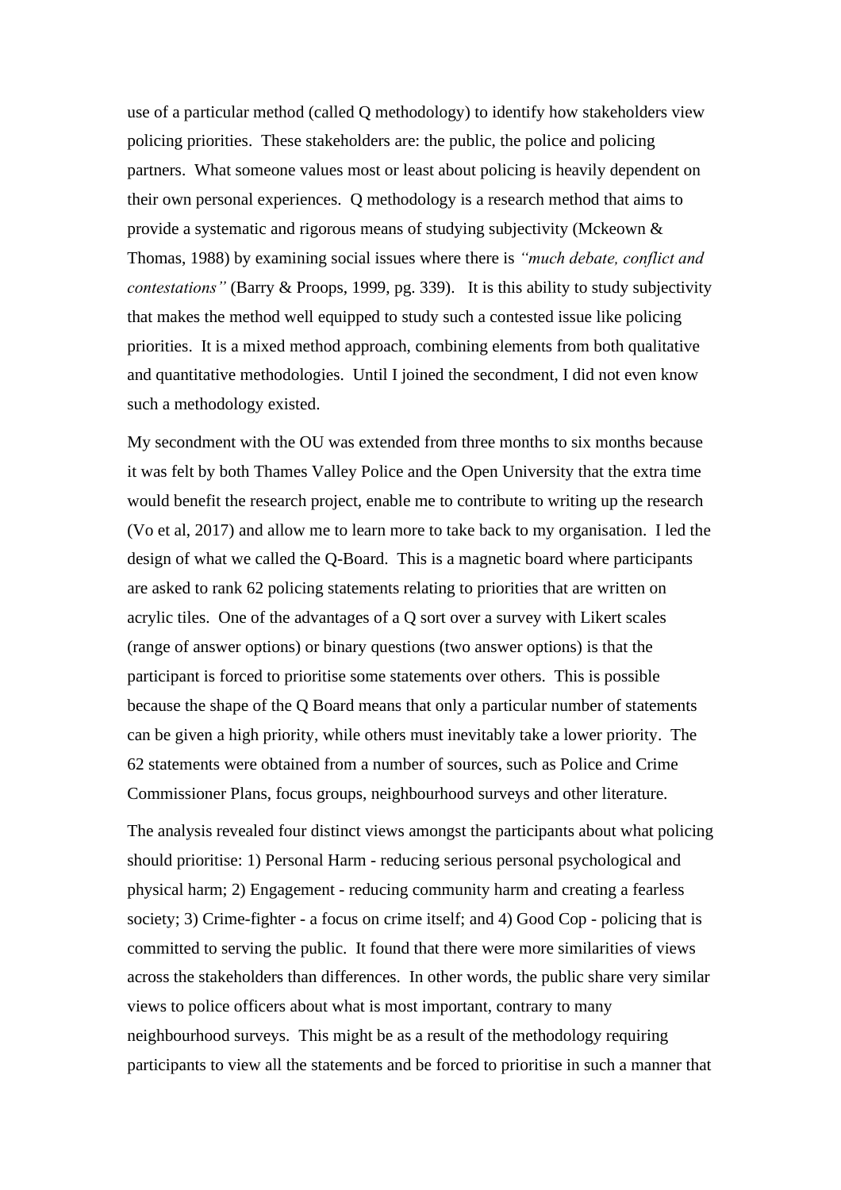use of a particular method (called Q methodology) to identify how stakeholders view policing priorities. These stakeholders are: the public, the police and policing partners. What someone values most or least about policing is heavily dependent on their own personal experiences. Q methodology is a research method that aims to provide a systematic and rigorous means of studying subjectivity (Mckeown & Thomas, 1988) by examining social issues where there is *"much debate, conflict and contestations"* (Barry & Proops, 1999, pg. 339). It is this ability to study subjectivity that makes the method well equipped to study such a contested issue like policing priorities. It is a mixed method approach, combining elements from both qualitative and quantitative methodologies. Until I joined the secondment, I did not even know such a methodology existed.

My secondment with the OU was extended from three months to six months because it was felt by both Thames Valley Police and the Open University that the extra time would benefit the research project, enable me to contribute to writing up the research (Vo et al, 2017) and allow me to learn more to take back to my organisation. I led the design of what we called the Q-Board. This is a magnetic board where participants are asked to rank 62 policing statements relating to priorities that are written on acrylic tiles. One of the advantages of a Q sort over a survey with Likert scales (range of answer options) or binary questions (two answer options) is that the participant is forced to prioritise some statements over others. This is possible because the shape of the Q Board means that only a particular number of statements can be given a high priority, while others must inevitably take a lower priority. The 62 statements were obtained from a number of sources, such as Police and Crime Commissioner Plans, focus groups, neighbourhood surveys and other literature.

The analysis revealed four distinct views amongst the participants about what policing should prioritise: 1) Personal Harm - reducing serious personal psychological and physical harm; 2) Engagement - reducing community harm and creating a fearless society; 3) Crime-fighter - a focus on crime itself; and 4) Good Cop - policing that is committed to serving the public. It found that there were more similarities of views across the stakeholders than differences. In other words, the public share very similar views to police officers about what is most important, contrary to many neighbourhood surveys. This might be as a result of the methodology requiring participants to view all the statements and be forced to prioritise in such a manner that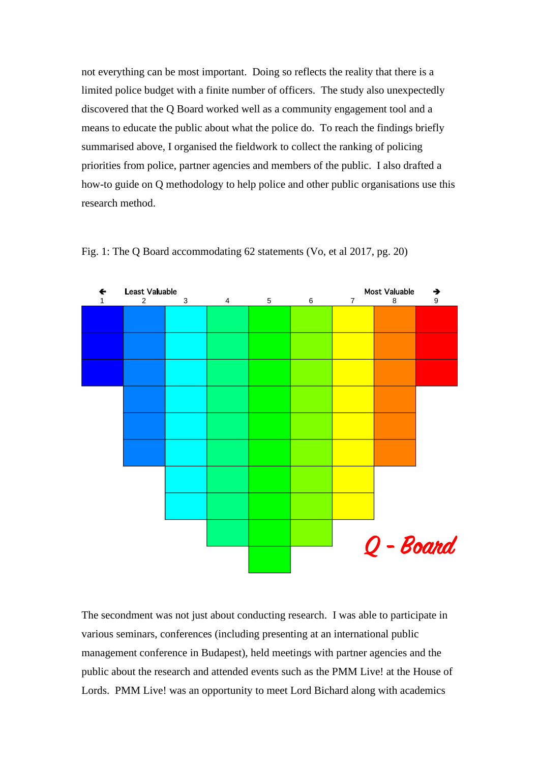not everything can be most important. Doing so reflects the reality that there is a limited police budget with a finite number of officers. The study also unexpectedly discovered that the Q Board worked well as a community engagement tool and a means to educate the public about what the police do. To reach the findings briefly summarised above, I organised the fieldwork to collect the ranking of policing priorities from police, partner agencies and members of the public. I also drafted a how-to guide on Q methodology to help police and other public organisations use this research method.

Fig. 1: The Q Board accommodating 62 statements (Vo, et al 2017, pg. 20)

The secondment was not just about conducting research. I was able to participate in various seminars, conferences (including presenting at an international public management conference in Budapest), held meetings with partner agencies and the public about the research and attended events such as the PMM Live! at the House of Lords. PMM Live! was an opportunity to meet Lord Bichard along with academics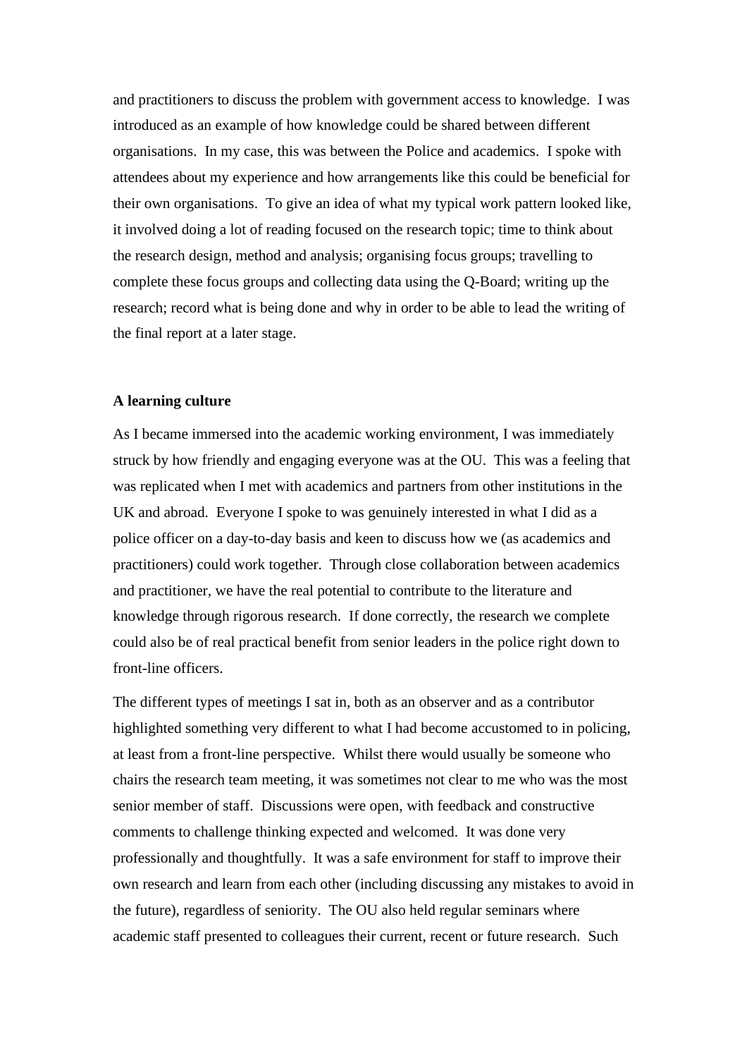and practitioners to discuss the problem with government access to knowledge. I was introduced as an example of how knowledge could be shared between different organisations. In my case, this was between the Police and academics. I spoke with attendees about my experience and how arrangements like this could be beneficial for their own organisations. To give an idea of what my typical work pattern looked like, it involved doing a lot of reading focused on the research topic; time to think about the research design, method and analysis; organising focus groups; travelling to complete these focus groups and collecting data using the Q-Board; writing up the research; record what is being done and why in order to be able to lead the writing of the final report at a later stage.

**A learning culture**

As I became immersed into the academic working environment, I was immediately struck by how friendly and engaging everyone was at the OU. This was a feeling that was replicated when I met with academics and partners from other institutions in the UK and abroad. Everyone I spoke to was genuinely interested in what I did as a police officer on a day-to-day basis and keen to discuss how we (as academics and practitioners) could work together. Through close collaboration between academics and practitioner, we have the real potential to contribute to the literature and knowledge through rigorous research. If done correctly, the research we complete could also be of real practical benefit from senior leaders in the police right down to front-line officers.

The different types of meetings I sat in, both as an observer and as a contributor highlighted something very different to what I had become accustomed to in policing, at least from a front-line perspective. Whilst there would usually be someone who chairs the research team meeting, it was sometimes not clear to me who was the most senior member of staff. Discussions were open, with feedback and constructive comments to challenge thinking expected and welcomed. It was done very professionally and thoughtfully. It was a safe environment for staff to improve their own research and learn from each other (including discussing any mistakes to avoid in the future), regardless of seniority. The OU also held regular seminars where academic staff presented to colleagues their current, recent or future research. Such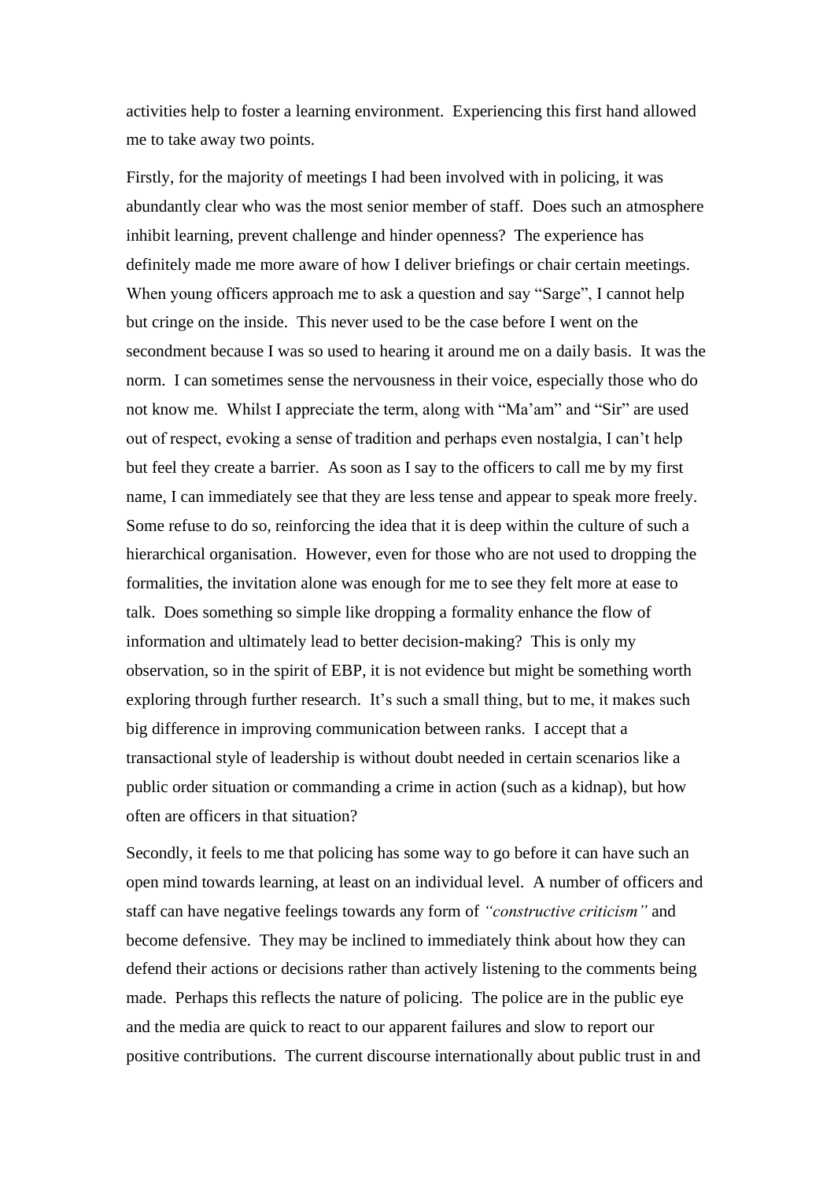activities help to foster a learning environment. Experiencing this first hand allowed me to take away two points.

Firstly, for the majority of meetings I had been involved with in policing, it was abundantly clear who was the most senior member of staff. Does such an atmosphere inhibit learning, prevent challenge and hinder openness? The experience has definitely made me more aware of how I deliver briefings or chair certain meetings. When young officers approach me to ask a question and say "Sarge", I cannot help but cringe on the inside. This never used to be the case before I went on the secondment because I was so used to hearing it around me on a daily basis. It was the norm. I can sometimes sense the nervousness in their voice, especially those who do not know me. Whilst I appreciate the term, along with "Ma'am" and "Sir" are used out of respect, evoking a sense of tradition and perhaps even nostalgia, I can't help but feel they create a barrier. As soon as I say to the officers to call me by my first name, I can immediately see that they are less tense and appear to speak more freely. Some refuse to do so, reinforcing the idea that it is deep within the culture of such a hierarchical organisation. However, even for those who are not used to dropping the formalities, the invitation alone was enough for me to see they felt more at ease to talk. Does something so simple like dropping a formality enhance the flow of information and ultimately lead to better decision-making? This is only my observation, so in the spirit of EBP, it is not evidence but might be something worth exploring through further research. It's such a small thing, but to me, it makes such big difference in improving communication between ranks. I accept that a transactional style of leadership is without doubt needed in certain scenarios like a public order situation or commanding a crime in action (such as a kidnap), but how often are officers in that situation?

Secondly, it feels to me that policing has some way to go before it can have such an open mind towards learning, at least on an individual level. A number of officers and staff can have negative feelings towards any form of *"constructive criticism"* and become defensive. They may be inclined to immediately think about how they can defend their actions or decisions rather than actively listening to the comments being made. Perhaps this reflects the nature of policing. The police are in the public eye and the media are quick to react to our apparent failures and slow to report our positive contributions. The current discourse internationally about public trust in and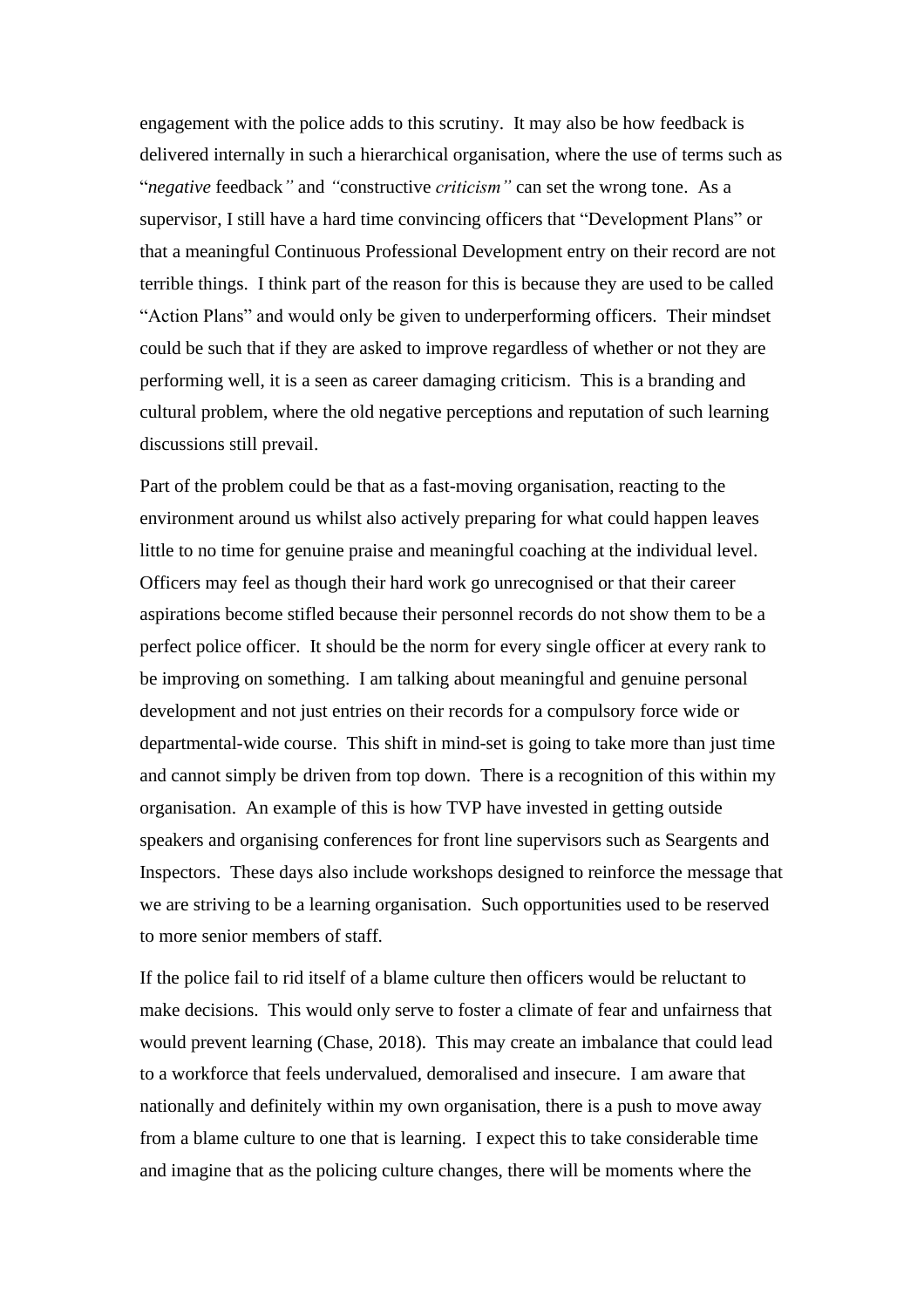engagement with the police adds to this scrutiny. It may also be how feedback is delivered internally in such a hierarchical organisation, where the use of terms such as "*negative* feedback*"* and *"*constructive *criticism"* can set the wrong tone. As a supervisor, I still have a hard time convincing officers that "Development Plans" or that a meaningful Continuous Professional Development entry on their record are not terrible things. I think part of the reason for this is because they are used to be called "Action Plans" and would only be given to underperforming officers. Their mindset could be such that if they are asked to improve regardless of whether or not they are performing well, it is a seen as career damaging criticism. This is a branding and cultural problem, where the old negative perceptions and reputation of such learning discussions still prevail.

Part of the problem could be that as a fast-moving organisation, reacting to the environment around us whilst also actively preparing for what could happen leaves little to no time for genuine praise and meaningful coaching at the individual level. Officers may feel as though their hard work go unrecognised or that their career aspirations become stifled because their personnel records do not show them to be a perfect police officer. It should be the norm for every single officer at every rank to be improving on something. I am talking about meaningful and genuine personal development and not just entries on their records for a compulsory force wide or departmental-wide course. This shift in mind-set is going to take more than just time and cannot simply be driven from top down. There is a recognition of this within my organisation. An example of this is how TVP have invested in getting outside speakers and organising conferences for front line supervisors such as Seargents and Inspectors. These days also include workshops designed to reinforce the message that we are striving to be a learning organisation. Such opportunities used to be reserved to more senior members of staff.

If the police fail to rid itself of a blame culture then officers would be reluctant to make decisions. This would only serve to foster a climate of fear and unfairness that would prevent learning (Chase, 2018). This may create an imbalance that could lead to a workforce that feels undervalued, demoralised and insecure. I am aware that nationally and definitely within my own organisation, there is a push to move away from a blame culture to one that is learning. I expect this to take considerable time and imagine that as the policing culture changes, there will be moments where the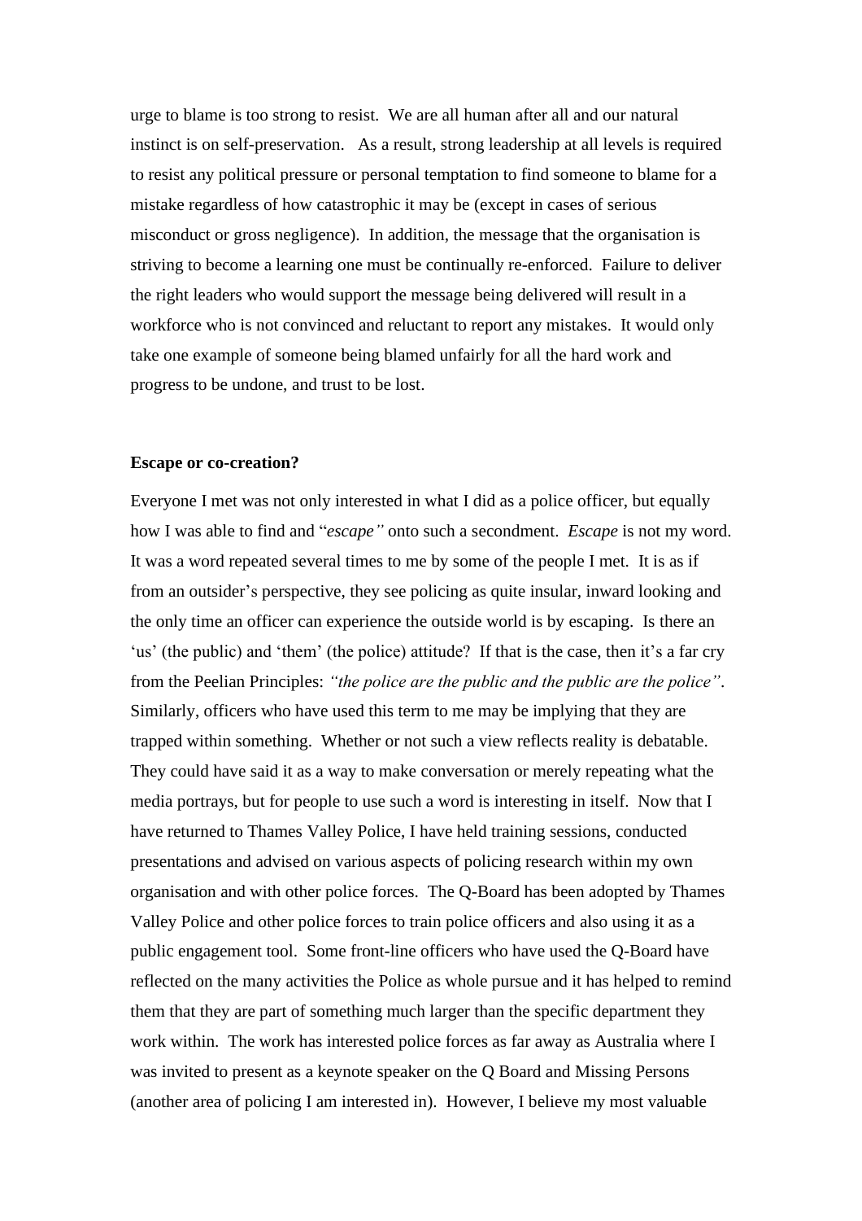urge to blame is too strong to resist. We are all human after all and our natural instinct is on self-preservation. As a result, strong leadership at all levels is required to resist any political pressure or personal temptation to find someone to blame for a mistake regardless of how catastrophic it may be (except in cases of serious misconduct or gross negligence). In addition, the message that the organisation is striving to become a learning one must be continually re-enforced. Failure to deliver the right leaders who would support the message being delivered will result in a workforce who is not convinced and reluctant to report any mistakes. It would only take one example of someone being blamed unfairly for all the hard work and progress to be undone, and trust to be lost.

**Escape or co-creation?**

Everyone I met was not only interested in what I did as a police officer, but equally how I was able to find and "*escape"* onto such a secondment. *Escape* is not my word. It was a word repeated several times to me by some of the people I met. It is as if from an outsider's perspective, they see policing as quite insular, inward looking and the only time an officer can experience the outside world is by escaping. Is there an 'us' (the public) and 'them' (the police) attitude? If that is the case, then it's a far cry from the Peelian Principles: *"the police are the public and the public are the police"*. Similarly, officers who have used this term to me may be implying that they are trapped within something. Whether or not such a view reflects reality is debatable. They could have said it as a way to make conversation or merely repeating what the media portrays, but for people to use such a word is interesting in itself. Now that I have returned to Thames Valley Police, I have held training sessions, conducted presentations and advised on various aspects of policing research within my own organisation and with other police forces. The Q-Board has been adopted by Thames Valley Police and other police forces to train police officers and also using it as a public engagement tool. Some front-line officers who have used the Q-Board have reflected on the many activities the Police as whole pursue and it has helped to remind them that they are part of something much larger than the specific department they work within. The work has interested police forces as far away as Australia where I was invited to present as a keynote speaker on the Q Board and Missing Persons (another area of policing I am interested in). However, I believe my most valuable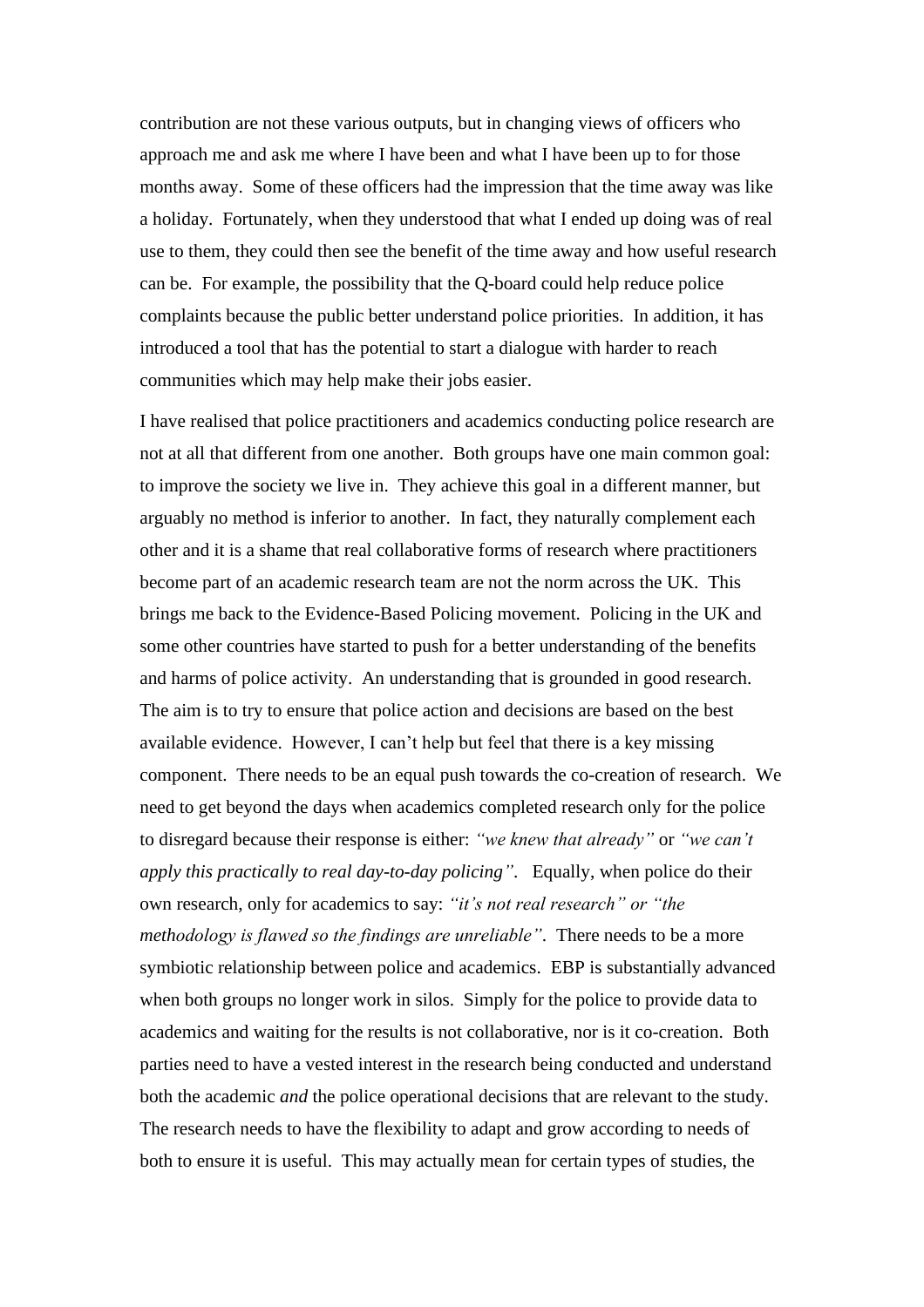contribution are not these various outputs, but in changing views of officers who approach me and ask me where I have been and what I have been up to for those months away. Some of these officers had the impression that the time away was like a holiday. Fortunately, when they understood that what I ended up doing was of real use to them, they could then see the benefit of the time away and how useful research can be. For example, the possibility that the Q-board could help reduce police complaints because the public better understand police priorities. In addition, it has introduced a tool that has the potential to start a dialogue with harder to reach communities which may help make their jobs easier.

I have realised that police practitioners and academics conducting police research are not at all that different from one another. Both groups have one main common goal: to improve the society we live in. They achieve this goal in a different manner, but arguably no method is inferior to another. In fact, they naturally complement each other and it is a shame that real collaborative forms of research where practitioners become part of an academic research team are not the norm across the UK. This brings me back to the Evidence-Based Policing movement. Policing in the UK and some other countries have started to push for a better understanding of the benefits and harms of police activity. An understanding that is grounded in good research. The aim is to try to ensure that police action and decisions are based on the best available evidence. However, I can't help but feel that there is a key missing component. There needs to be an equal push towards the co-creation of research. We need to get beyond the days when academics completed research only for the police to disregard because their response is either: *"we knew that already"* or *"we can't apply this practically to real day-to-day policing"*. Equally, when police do their own research, only for academics to say: *"it's not real research" or "the methodology is flawed so the findings are unreliable"*. There needs to be a more symbiotic relationship between police and academics. EBP is substantially advanced when both groups no longer work in silos. Simply for the police to provide data to academics and waiting for the results is not collaborative, nor is it co-creation. Both parties need to have a vested interest in the research being conducted and understand both the academic *and* the police operational decisions that are relevant to the study. The research needs to have the flexibility to adapt and grow according to needs of both to ensure it is useful. This may actually mean for certain types of studies, the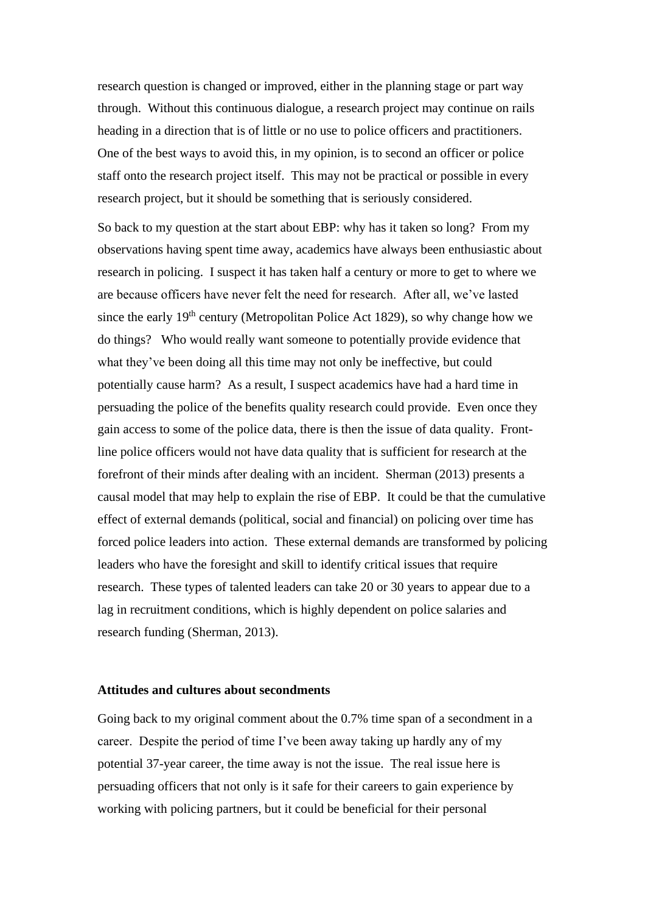research question is changed or improved, either in the planning stage or part way through. Without this continuous dialogue, a research project may continue on rails heading in a direction that is of little or no use to police officers and practitioners. One of the best ways to avoid this, in my opinion, is to second an officer or police staff onto the research project itself. This may not be practical or possible in every research project, but it should be something that is seriously considered.

So back to my question at the start about EBP: why has it taken so long? From my observations having spent time away, academics have always been enthusiastic about research in policing. I suspect it has taken half a century or more to get to where we are because officers have never felt the need for research. After all, we've lasted since the early 19th century (Metropolitan Police Act 1829), so why change how we do things? Who would really want someone to potentially provide evidence that what they've been doing all this time may not only be ineffective, but could potentially cause harm? As a result, I suspect academics have had a hard time in persuading the police of the benefits quality research could provide. Even once they gain access to some of the police data, there is then the issue of data quality. Front-line police officers would not have data quality that is sufficient for research at the forefront of their minds after dealing with an incident. Sherman (2013) presents a causal model that may help to explain the rise of EBP. It could be that the cumulative effect of external demands (political, social and financial) on policing over time has forced police leaders into action. These external demands are transformed by policing leaders who have the foresight and skill to identify critical issues that require research. These types of talented leaders can take 20 or 30 years to appear due to a lag in recruitment conditions, which is highly dependent on police salaries and research funding (Sherman, 2013).

### Attitudes and cultures about secondments

Going back to my original comment about the 0.7% time span of a secondment in a career. Despite the period of time I've been away taking up hardly any of my potential 37-year career, the time away is not the issue. The real issue here is persuading officers that not only is it safe for their careers to gain experience by working with policing partners, but it could be beneficial for their personal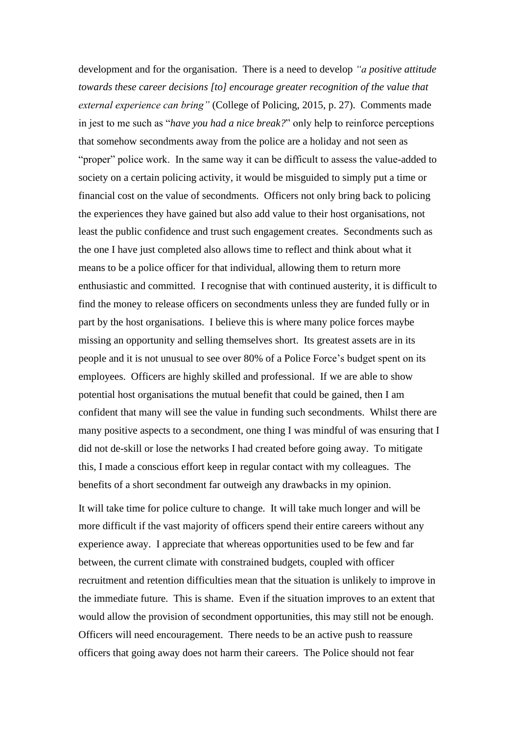development and for the organisation. There is a need to develop *"a positive attitude towards these career decisions [to] encourage greater recognition of the value that external experience can bring"* (College of Policing, 2015, p. 27). Comments made in jest to me such as "*have you had a nice break?*" only help to reinforce perceptions that somehow secondments away from the police are a holiday and not seen as "proper" police work. In the same way it can be difficult to assess the value-added to society on a certain policing activity, it would be misguided to simply put a time or financial cost on the value of secondments. Officers not only bring back to policing the experiences they have gained but also add value to their host organisations, not least the public confidence and trust such engagement creates. Secondments such as the one I have just completed also allows time to reflect and think about what it means to be a police officer for that individual, allowing them to return more enthusiastic and committed. I recognise that with continued austerity, it is difficult to find the money to release officers on secondments unless they are funded fully or in part by the host organisations. I believe this is where many police forces maybe missing an opportunity and selling themselves short. Its greatest assets are in its people and it is not unusual to see over 80% of a Police Force's budget spent on its employees. Officers are highly skilled and professional. If we are able to show potential host organisations the mutual benefit that could be gained, then I am confident that many will see the value in funding such secondments. Whilst there are many positive aspects to a secondment, one thing I was mindful of was ensuring that I did not de-skill or lose the networks I had created before going away. To mitigate this, I made a conscious effort keep in regular contact with my colleagues. The benefits of a short secondment far outweigh any drawbacks in my opinion.

It will take time for police culture to change. It will take much longer and will be more difficult if the vast majority of officers spend their entire careers without any experience away. I appreciate that whereas opportunities used to be few and far between, the current climate with constrained budgets, coupled with officer recruitment and retention difficulties mean that the situation is unlikely to improve in the immediate future. This is shame. Even if the situation improves to an extent that would allow the provision of secondment opportunities, this may still not be enough. Officers will need encouragement. There needs to be an active push to reassure officers that going away does not harm their careers. The Police should not fear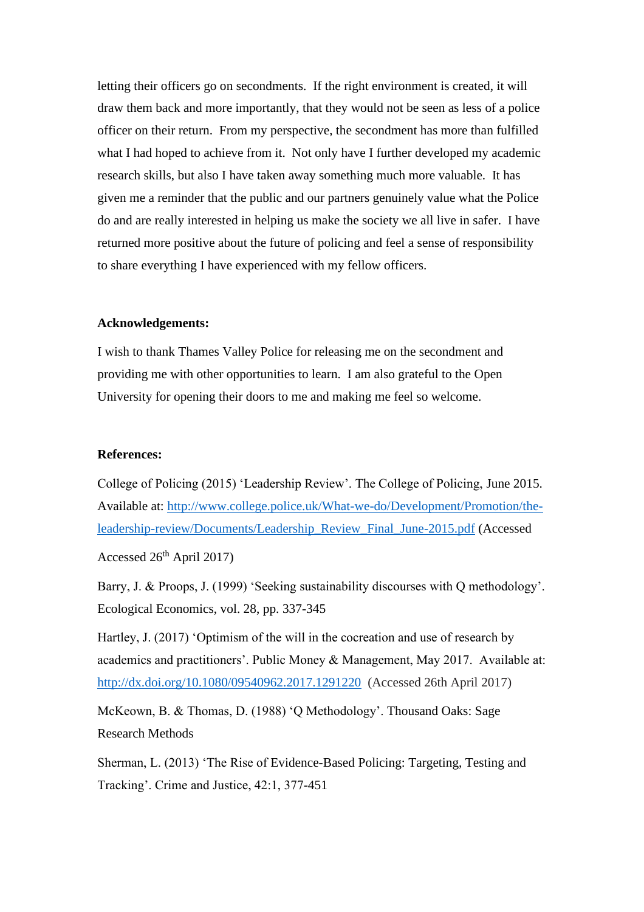letting their officers go on secondments. If the right environment is created, it will draw them back and more importantly, that they would not be seen as less of a police officer on their return. From my perspective, the secondment has more than fulfilled what I had hoped to achieve from it. Not only have I further developed my academic research skills, but also I have taken away something much more valuable. It has given me a reminder that the public and our partners genuinely value what the Police do and are really interested in helping us make the society we all live in safer. I have returned more positive about the future of policing and feel a sense of responsibility to share everything I have experienced with my fellow officers.

**Acknowledgements:**

I wish to thank Thames Valley Police for releasing me on the secondment and providing me with other opportunities to learn. I am also grateful to the Open University for opening their doors to me and making me feel so welcome.

**References:**

College of Policing (2015) 'Leadership Review'. The College of Policing, June 2015. Available at: http://www.college.police.uk/What-we-do/Development/Promotion/the-leadership-review/Documents/Leadership_Review_Final_June-2015.pdf (Accessed

Accessed 26th April 2017)

Barry, J. & Proops, J. (1999) 'Seeking sustainability discourses with Q methodology'. Ecological Economics, vol. 28, pp. 337-345

Hartley, J. (2017) 'Optimism of the will in the cocreation and use of research by academics and practitioners'. Public Money & Management, May 2017. Available at: http://dx.doi.org/10.1080/09540962.2017.1291220 (Accessed 26th April 2017)

McKeown, B. & Thomas, D. (1988) 'Q Methodology'. Thousand Oaks: Sage Research Methods

Sherman, L. (2013) 'The Rise of Evidence-Based Policing: Targeting, Testing and Tracking'. Crime and Justice, 42:1, 377-451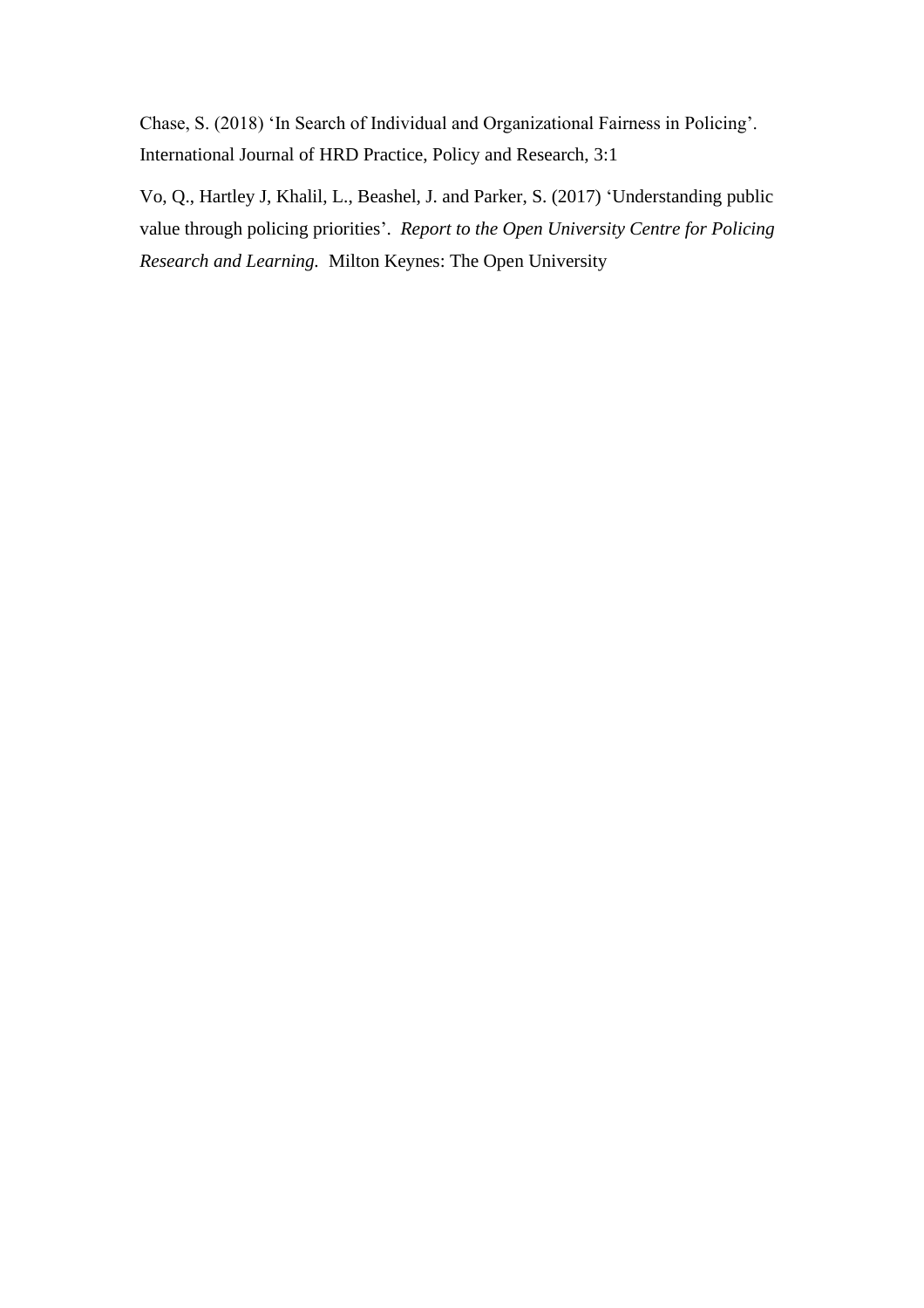Chase, S. (2018) 'In Search of Individual and Organizational Fairness in Policing'. International Journal of HRD Practice, Policy and Research, 3:1

Vo, Q., Hartley J, Khalil, L., Beashel, J. and Parker, S. (2017) 'Understanding public value through policing priorities'. *Report to the Open University Centre for Policing Research and Learning.* Milton Keynes: The Open University